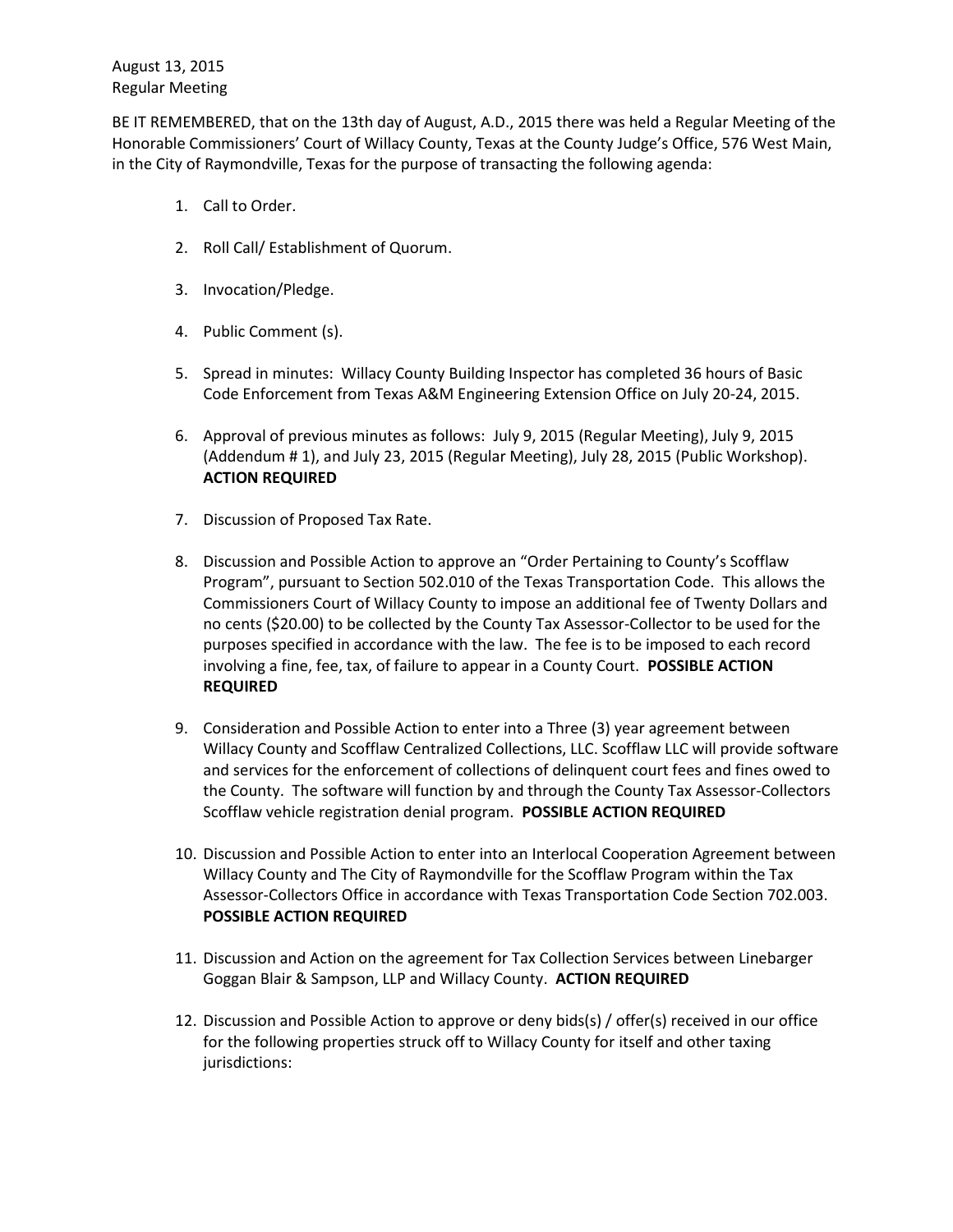August 13, 2015
Regular Meeting

BE IT REMEMBERED, that on the 13th day of August, A.D., 2015 there was held a Regular Meeting of the Honorable Commissioners' Court of Willacy County, Texas at the County Judge's Office, 576 West Main, in the City of Raymondville, Texas for the purpose of transacting the following agenda:

1. Call to Order.

2. Roll Call/ Establishment of Quorum.

3. Invocation/Pledge.

4. Public Comment (s).

5. Spread in minutes: Willacy County Building Inspector has completed 36 hours of Basic Code Enforcement from Texas A&M Engineering Extension Office on July 20-24, 2015.

6. Approval of previous minutes as follows: July 9, 2015 (Regular Meeting), July 9, 2015 (Addendum # 1), and July 23, 2015 (Regular Meeting), July 28, 2015 (Public Workshop). **ACTION REQUIRED**

7. Discussion of Proposed Tax Rate.

8. Discussion and Possible Action to approve an "Order Pertaining to County's Scofflaw Program", pursuant to Section 502.010 of the Texas Transportation Code. This allows the Commissioners Court of Willacy County to impose an additional fee of Twenty Dollars and no cents ($20.00) to be collected by the County Tax Assessor-Collector to be used for the purposes specified in accordance with the law. The fee is to be imposed to each record involving a fine, fee, tax, of failure to appear in a County Court. **POSSIBLE ACTION REQUIRED**

9. Consideration and Possible Action to enter into a Three (3) year agreement between Willacy County and Scofflaw Centralized Collections, LLC. Scofflaw LLC will provide software and services for the enforcement of collections of delinquent court fees and fines owed to the County. The software will function by and through the County Tax Assessor-Collectors Scofflaw vehicle registration denial program. **POSSIBLE ACTION REQUIRED**

10. Discussion and Possible Action to enter into an Interlocal Cooperation Agreement between Willacy County and The City of Raymondville for the Scofflaw Program within the Tax Assessor-Collectors Office in accordance with Texas Transportation Code Section 702.003. **POSSIBLE ACTION REQUIRED**

11. Discussion and Action on the agreement for Tax Collection Services between Linebarger Goggan Blair & Sampson, LLP and Willacy County. **ACTION REQUIRED**

12. Discussion and Possible Action to approve or deny bids(s) / offer(s) received in our office for the following properties struck off to Willacy County for itself and other taxing jurisdictions: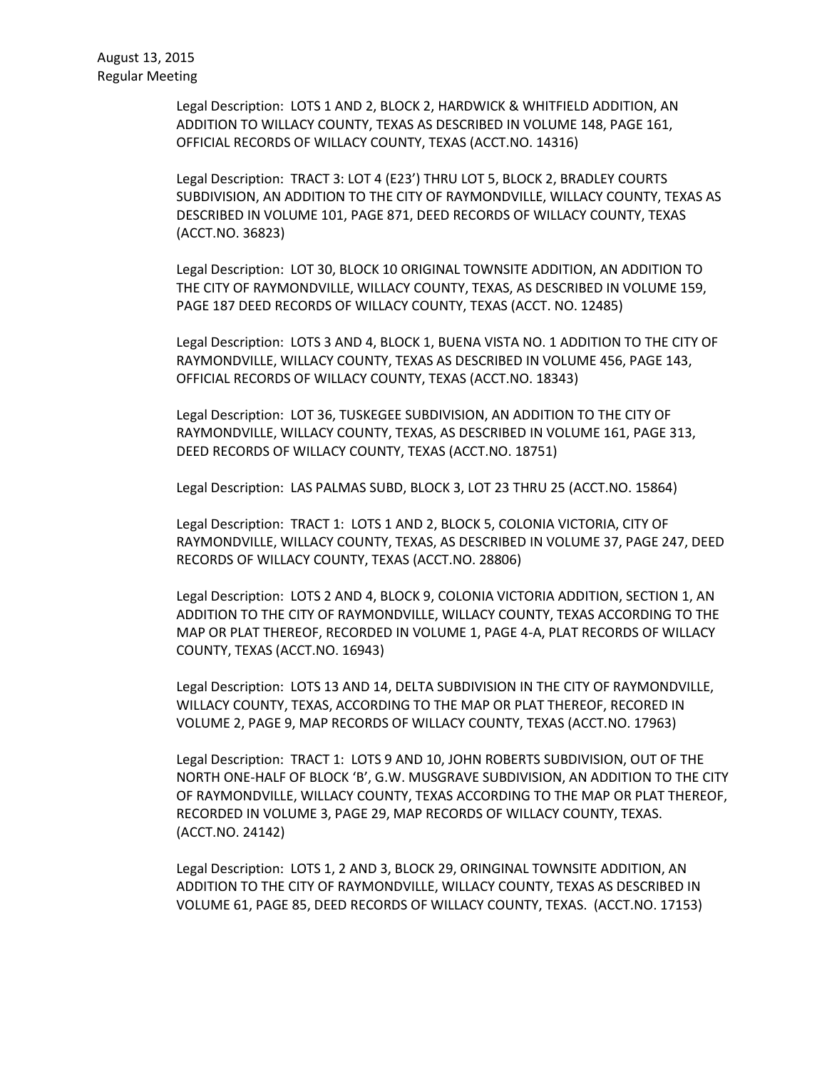Legal Description: LOTS 1 AND 2, BLOCK 2, HARDWICK & WHITFIELD ADDITION, AN ADDITION TO WILLACY COUNTY, TEXAS AS DESCRIBED IN VOLUME 148, PAGE 161, OFFICIAL RECORDS OF WILLACY COUNTY, TEXAS (ACCT.NO. 14316)

Legal Description: TRACT 3: LOT 4 (E23') THRU LOT 5, BLOCK 2, BRADLEY COURTS SUBDIVISION, AN ADDITION TO THE CITY OF RAYMONDVILLE, WILLACY COUNTY, TEXAS AS DESCRIBED IN VOLUME 101, PAGE 871, DEED RECORDS OF WILLACY COUNTY, TEXAS (ACCT.NO. 36823)

Legal Description: LOT 30, BLOCK 10 ORIGINAL TOWNSITE ADDITION, AN ADDITION TO THE CITY OF RAYMONDVILLE, WILLACY COUNTY, TEXAS, AS DESCRIBED IN VOLUME 159, PAGE 187 DEED RECORDS OF WILLACY COUNTY, TEXAS (ACCT. NO. 12485)

Legal Description: LOTS 3 AND 4, BLOCK 1, BUENA VISTA NO. 1 ADDITION TO THE CITY OF RAYMONDVILLE, WILLACY COUNTY, TEXAS AS DESCRIBED IN VOLUME 456, PAGE 143, OFFICIAL RECORDS OF WILLACY COUNTY, TEXAS (ACCT.NO. 18343)

Legal Description: LOT 36, TUSKEGEE SUBDIVISION, AN ADDITION TO THE CITY OF RAYMONDVILLE, WILLACY COUNTY, TEXAS, AS DESCRIBED IN VOLUME 161, PAGE 313, DEED RECORDS OF WILLACY COUNTY, TEXAS (ACCT.NO. 18751)

Legal Description: LAS PALMAS SUBD, BLOCK 3, LOT 23 THRU 25 (ACCT.NO. 15864)

Legal Description: TRACT 1: LOTS 1 AND 2, BLOCK 5, COLONIA VICTORIA, CITY OF RAYMONDVILLE, WILLACY COUNTY, TEXAS, AS DESCRIBED IN VOLUME 37, PAGE 247, DEED RECORDS OF WILLACY COUNTY, TEXAS (ACCT.NO. 28806)

Legal Description: LOTS 2 AND 4, BLOCK 9, COLONIA VICTORIA ADDITION, SECTION 1, AN ADDITION TO THE CITY OF RAYMONDVILLE, WILLACY COUNTY, TEXAS ACCORDING TO THE MAP OR PLAT THEREOF, RECORDED IN VOLUME 1, PAGE 4-A, PLAT RECORDS OF WILLACY COUNTY, TEXAS (ACCT.NO. 16943)

Legal Description: LOTS 13 AND 14, DELTA SUBDIVISION IN THE CITY OF RAYMONDVILLE, WILLACY COUNTY, TEXAS, ACCORDING TO THE MAP OR PLAT THEREOF, RECORED IN VOLUME 2, PAGE 9, MAP RECORDS OF WILLACY COUNTY, TEXAS (ACCT.NO. 17963)

Legal Description: TRACT 1: LOTS 9 AND 10, JOHN ROBERTS SUBDIVISION, OUT OF THE NORTH ONE-HALF OF BLOCK 'B', G.W. MUSGRAVE SUBDIVISION, AN ADDITION TO THE CITY OF RAYMONDVILLE, WILLACY COUNTY, TEXAS ACCORDING TO THE MAP OR PLAT THEREOF, RECORDED IN VOLUME 3, PAGE 29, MAP RECORDS OF WILLACY COUNTY, TEXAS. (ACCT.NO. 24142)

Legal Description: LOTS 1, 2 AND 3, BLOCK 29, ORINGINAL TOWNSITE ADDITION, AN ADDITION TO THE CITY OF RAYMONDVILLE, WILLACY COUNTY, TEXAS AS DESCRIBED IN VOLUME 61, PAGE 85, DEED RECORDS OF WILLACY COUNTY, TEXAS. (ACCT.NO. 17153)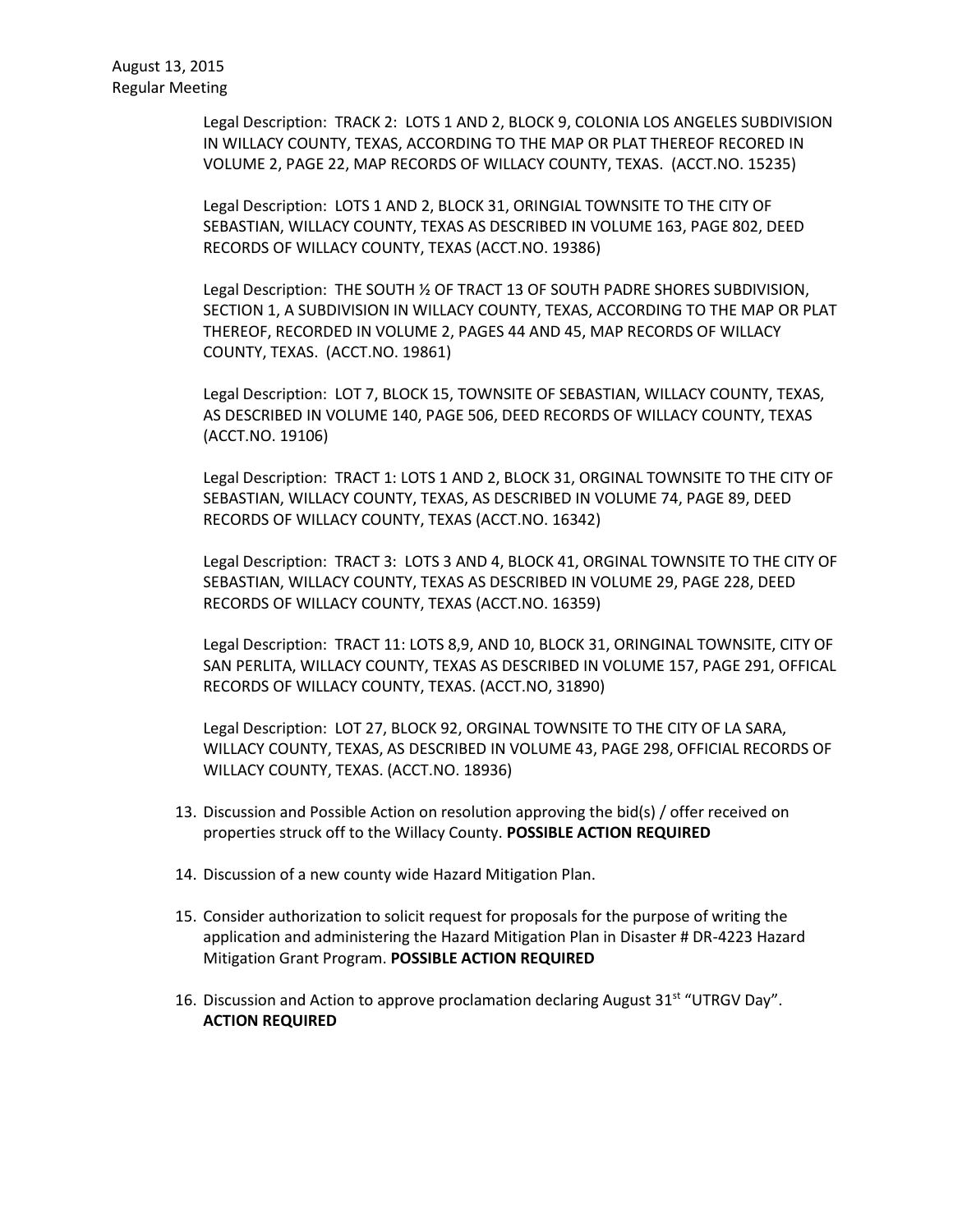Legal Description: TRACK 2: LOTS 1 AND 2, BLOCK 9, COLONIA LOS ANGELES SUBDIVISION IN WILLACY COUNTY, TEXAS, ACCORDING TO THE MAP OR PLAT THEREOF RECORED IN VOLUME 2, PAGE 22, MAP RECORDS OF WILLACY COUNTY, TEXAS. (ACCT.NO. 15235)

Legal Description: LOTS 1 AND 2, BLOCK 31, ORINGIAL TOWNSITE TO THE CITY OF SEBASTIAN, WILLACY COUNTY, TEXAS AS DESCRIBED IN VOLUME 163, PAGE 802, DEED RECORDS OF WILLACY COUNTY, TEXAS (ACCT.NO. 19386)

Legal Description: THE SOUTH ½ OF TRACT 13 OF SOUTH PADRE SHORES SUBDIVISION, SECTION 1, A SUBDIVISION IN WILLACY COUNTY, TEXAS, ACCORDING TO THE MAP OR PLAT THEREOF, RECORDED IN VOLUME 2, PAGES 44 AND 45, MAP RECORDS OF WILLACY COUNTY, TEXAS. (ACCT.NO. 19861)

Legal Description: LOT 7, BLOCK 15, TOWNSITE OF SEBASTIAN, WILLACY COUNTY, TEXAS, AS DESCRIBED IN VOLUME 140, PAGE 506, DEED RECORDS OF WILLACY COUNTY, TEXAS (ACCT.NO. 19106)

Legal Description: TRACT 1: LOTS 1 AND 2, BLOCK 31, ORGINAL TOWNSITE TO THE CITY OF SEBASTIAN, WILLACY COUNTY, TEXAS, AS DESCRIBED IN VOLUME 74, PAGE 89, DEED RECORDS OF WILLACY COUNTY, TEXAS (ACCT.NO. 16342)

Legal Description: TRACT 3: LOTS 3 AND 4, BLOCK 41, ORGINAL TOWNSITE TO THE CITY OF SEBASTIAN, WILLACY COUNTY, TEXAS AS DESCRIBED IN VOLUME 29, PAGE 228, DEED RECORDS OF WILLACY COUNTY, TEXAS (ACCT.NO. 16359)

Legal Description: TRACT 11: LOTS 8,9, AND 10, BLOCK 31, ORINGINAL TOWNSITE, CITY OF SAN PERLITA, WILLACY COUNTY, TEXAS AS DESCRIBED IN VOLUME 157, PAGE 291, OFFICAL RECORDS OF WILLACY COUNTY, TEXAS. (ACCT.NO, 31890)

Legal Description: LOT 27, BLOCK 92, ORGINAL TOWNSITE TO THE CITY OF LA SARA, WILLACY COUNTY, TEXAS, AS DESCRIBED IN VOLUME 43, PAGE 298, OFFICIAL RECORDS OF WILLACY COUNTY, TEXAS. (ACCT.NO. 18936)

13. Discussion and Possible Action on resolution approving the bid(s) / offer received on properties struck off to the Willacy County. **POSSIBLE ACTION REQUIRED**

14. Discussion of a new county wide Hazard Mitigation Plan.

15. Consider authorization to solicit request for proposals for the purpose of writing the application and administering the Hazard Mitigation Plan in Disaster # DR-4223 Hazard Mitigation Grant Program. **POSSIBLE ACTION REQUIRED**

16. Discussion and Action to approve proclamation declaring August 31st "UTRGV Day". **ACTION REQUIRED**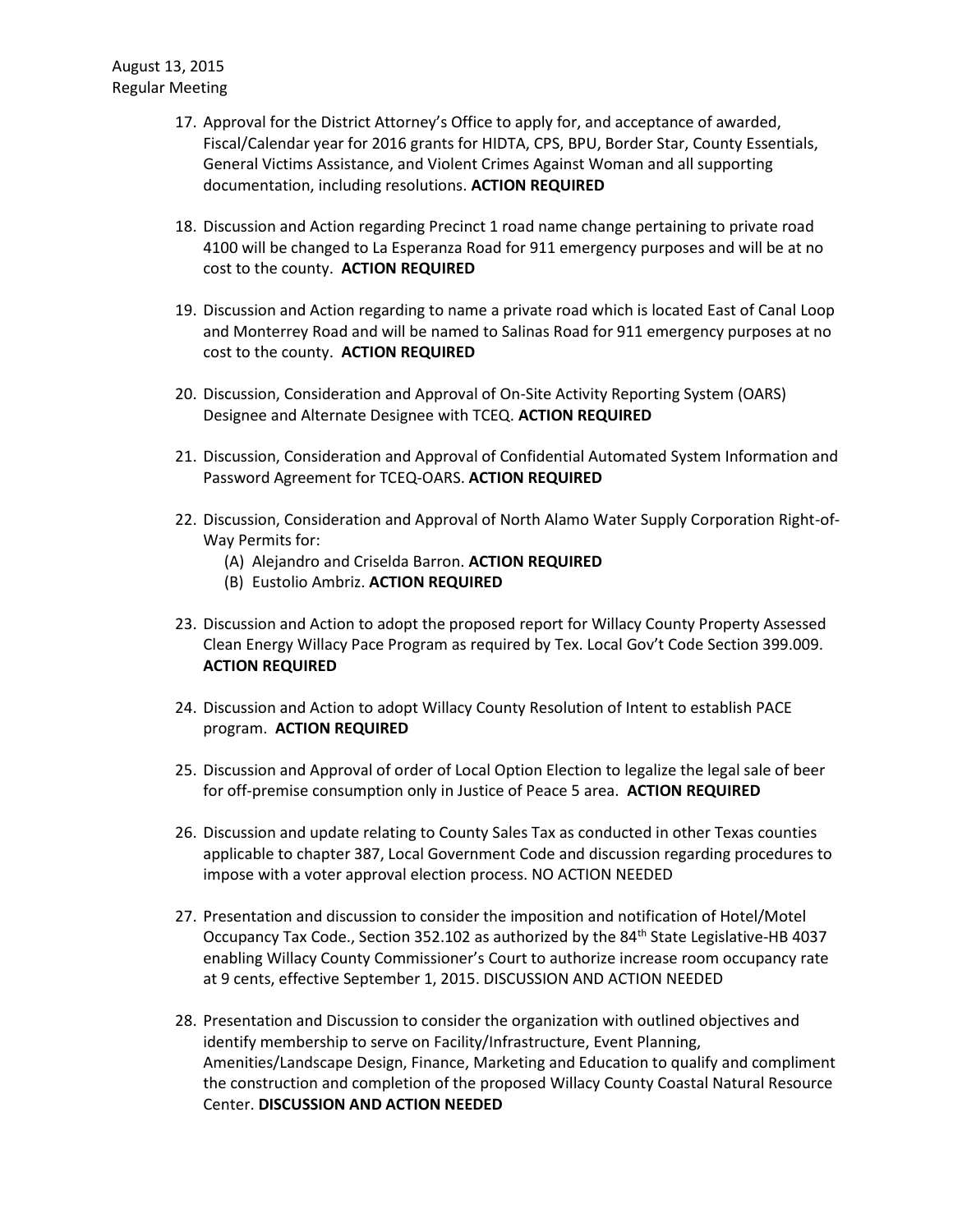17. Approval for the District Attorney's Office to apply for, and acceptance of awarded, Fiscal/Calendar year for 2016 grants for HIDTA, CPS, BPU, Border Star, County Essentials, General Victims Assistance, and Violent Crimes Against Woman and all supporting documentation, including resolutions. **ACTION REQUIRED**

18. Discussion and Action regarding Precinct 1 road name change pertaining to private road 4100 will be changed to La Esperanza Road for 911 emergency purposes and will be at no cost to the county. **ACTION REQUIRED**

19. Discussion and Action regarding to name a private road which is located East of Canal Loop and Monterrey Road and will be named to Salinas Road for 911 emergency purposes at no cost to the county. **ACTION REQUIRED**

20. Discussion, Consideration and Approval of On-Site Activity Reporting System (OARS) Designee and Alternate Designee with TCEQ. **ACTION REQUIRED**

21. Discussion, Consideration and Approval of Confidential Automated System Information and Password Agreement for TCEQ-OARS. **ACTION REQUIRED**

22. Discussion, Consideration and Approval of North Alamo Water Supply Corporation Right-of-Way Permits for:
    (A) Alejandro and Criselda Barron. **ACTION REQUIRED**
    (B) Eustolio Ambriz. **ACTION REQUIRED**

23. Discussion and Action to adopt the proposed report for Willacy County Property Assessed Clean Energy Willacy Pace Program as required by Tex. Local Gov't Code Section 399.009. **ACTION REQUIRED**

24. Discussion and Action to adopt Willacy County Resolution of Intent to establish PACE program. **ACTION REQUIRED**

25. Discussion and Approval of order of Local Option Election to legalize the legal sale of beer for off-premise consumption only in Justice of Peace 5 area. **ACTION REQUIRED**

26. Discussion and update relating to County Sales Tax as conducted in other Texas counties applicable to chapter 387, Local Government Code and discussion regarding procedures to impose with a voter approval election process. NO ACTION NEEDED

27. Presentation and discussion to consider the imposition and notification of Hotel/Motel Occupancy Tax Code., Section 352.102 as authorized by the 84th State Legislative-HB 4037 enabling Willacy County Commissioner's Court to authorize increase room occupancy rate at 9 cents, effective September 1, 2015. DISCUSSION AND ACTION NEEDED

28. Presentation and Discussion to consider the organization with outlined objectives and identify membership to serve on Facility/Infrastructure, Event Planning, Amenities/Landscape Design, Finance, Marketing and Education to qualify and compliment the construction and completion of the proposed Willacy County Coastal Natural Resource Center. **DISCUSSION AND ACTION NEEDED**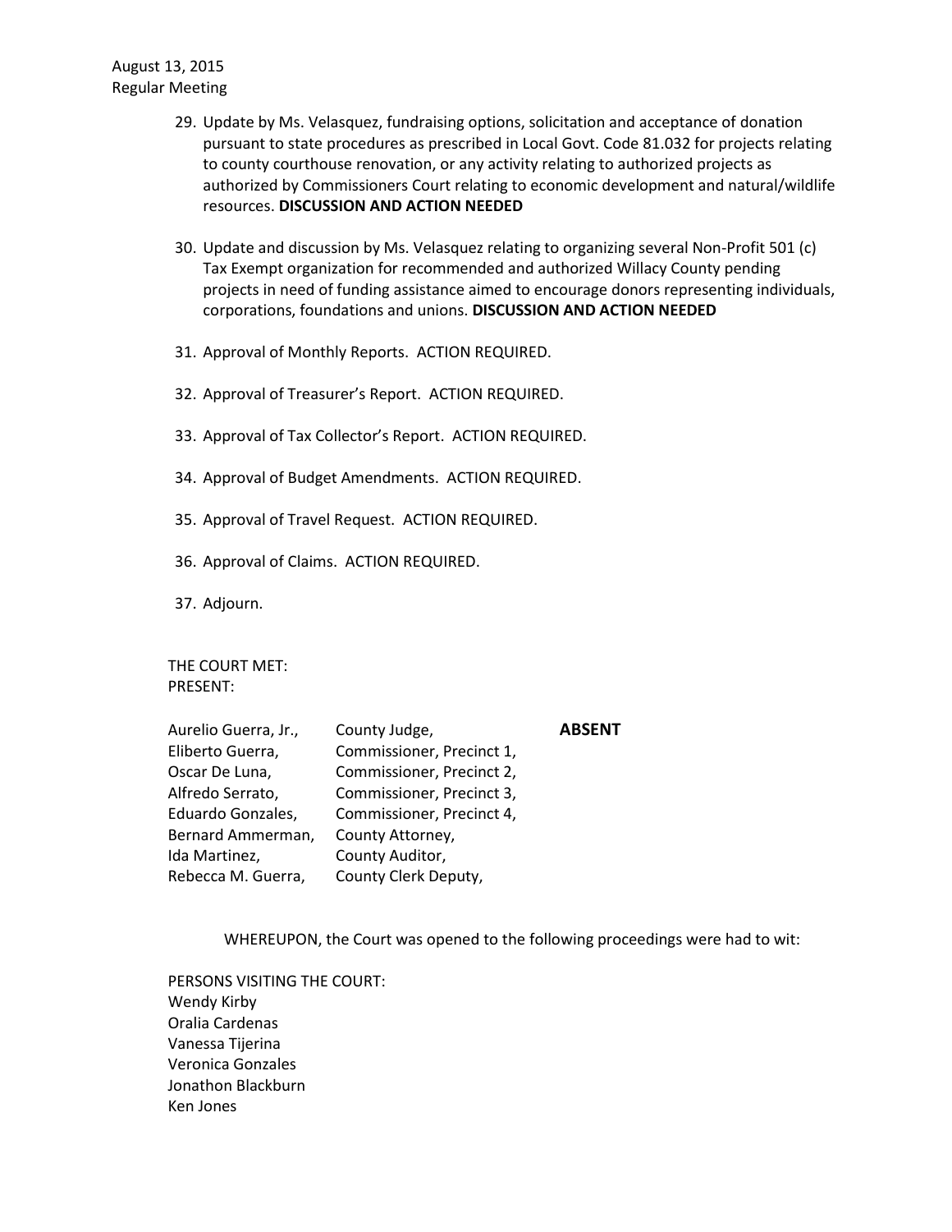29. Update by Ms. Velasquez, fundraising options, solicitation and acceptance of donation pursuant to state procedures as prescribed in Local Govt. Code 81.032 for projects relating to county courthouse renovation, or any activity relating to authorized projects as authorized by Commissioners Court relating to economic development and natural/wildlife resources. **DISCUSSION AND ACTION NEEDED**

30. Update and discussion by Ms. Velasquez relating to organizing several Non-Profit 501 (c) Tax Exempt organization for recommended and authorized Willacy County pending projects in need of funding assistance aimed to encourage donors representing individuals, corporations, foundations and unions. **DISCUSSION AND ACTION NEEDED**

31. Approval of Monthly Reports. ACTION REQUIRED.

32. Approval of Treasurer's Report. ACTION REQUIRED.

33. Approval of Tax Collector's Report. ACTION REQUIRED.

34. Approval of Budget Amendments. ACTION REQUIRED.

35. Approval of Travel Request. ACTION REQUIRED.

36. Approval of Claims. ACTION REQUIRED.

37. Adjourn.

THE COURT MET:
PRESENT:

| | | |
|---|---|---|
| Aurelio Guerra, Jr., | County Judge, | **ABSENT** |
| Eliberto Guerra, | Commissioner, Precinct 1, | |
| Oscar De Luna, | Commissioner, Precinct 2, | |
| Alfredo Serrato, | Commissioner, Precinct 3, | |
| Eduardo Gonzales, | Commissioner, Precinct 4, | |
| Bernard Ammerman, | County Attorney, | |
| Ida Martinez, | County Auditor, | |
| Rebecca M. Guerra, | County Clerk Deputy, | |

WHEREUPON, the Court was opened to the following proceedings were had to wit:

PERSONS VISITING THE COURT:
Wendy Kirby
Oralia Cardenas
Vanessa Tijerina
Veronica Gonzales
Jonathon Blackburn
Ken Jones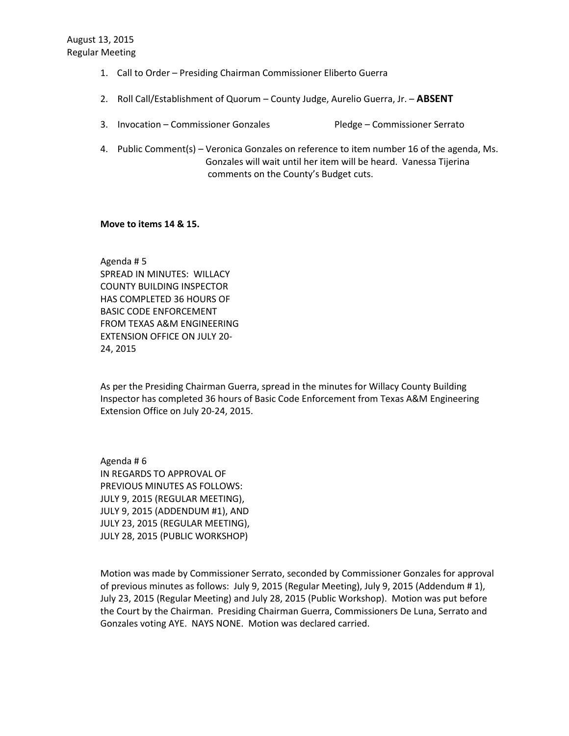August 13, 2015
Regular Meeting

1. Call to Order – Presiding Chairman Commissioner Eliberto Guerra

2. Roll Call/Establishment of Quorum – County Judge, Aurelio Guerra, Jr. – **ABSENT**

3. Invocation – Commissioner Gonzales    Pledge – Commissioner Serrato

4. Public Comment(s) – Veronica Gonzales on reference to item number 16 of the agenda, Ms. Gonzales will wait until her item will be heard. Vanessa Tijerina comments on the County's Budget cuts.

**Move to items 14 & 15.**

Agenda # 5
SPREAD IN MINUTES: WILLACY COUNTY BUILDING INSPECTOR HAS COMPLETED 36 HOURS OF BASIC CODE ENFORCEMENT FROM TEXAS A&M ENGINEERING EXTENSION OFFICE ON JULY 20-24, 2015

As per the Presiding Chairman Guerra, spread in the minutes for Willacy County Building Inspector has completed 36 hours of Basic Code Enforcement from Texas A&M Engineering Extension Office on July 20-24, 2015.

Agenda # 6
IN REGARDS TO APPROVAL OF PREVIOUS MINUTES AS FOLLOWS: JULY 9, 2015 (REGULAR MEETING), JULY 9, 2015 (ADDENDUM #1), AND JULY 23, 2015 (REGULAR MEETING), JULY 28, 2015 (PUBLIC WORKSHOP)

Motion was made by Commissioner Serrato, seconded by Commissioner Gonzales for approval of previous minutes as follows: July 9, 2015 (Regular Meeting), July 9, 2015 (Addendum # 1), July 23, 2015 (Regular Meeting) and July 28, 2015 (Public Workshop). Motion was put before the Court by the Chairman. Presiding Chairman Guerra, Commissioners De Luna, Serrato and Gonzales voting AYE. NAYS NONE. Motion was declared carried.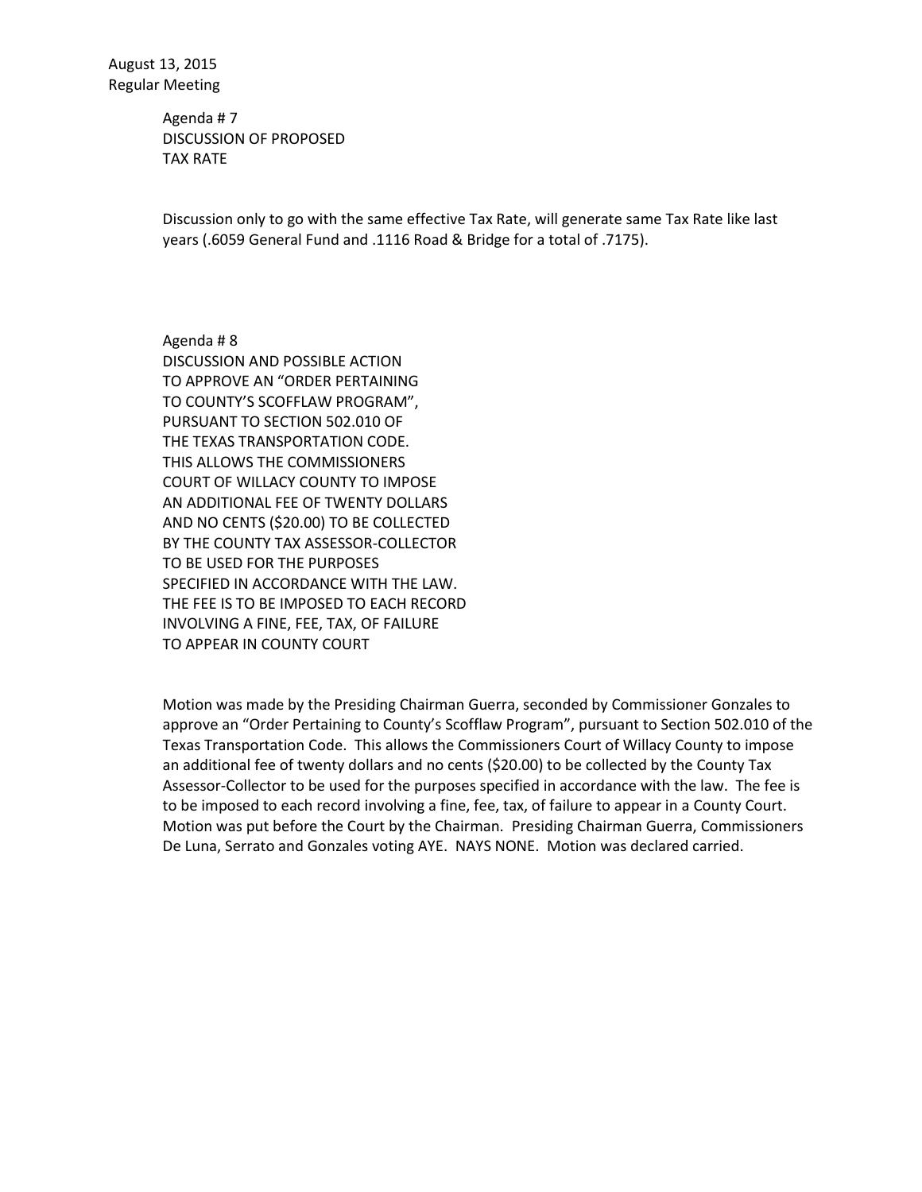August 13, 2015
Regular Meeting

Agenda # 7
DISCUSSION OF PROPOSED
TAX RATE

Discussion only to go with the same effective Tax Rate, will generate same Tax Rate like last years (.6059 General Fund and .1116 Road & Bridge for a total of .7175).

Agenda # 8
DISCUSSION AND POSSIBLE ACTION
TO APPROVE AN "ORDER PERTAINING
TO COUNTY'S SCOFFLAW PROGRAM",
PURSUANT TO SECTION 502.010 OF
THE TEXAS TRANSPORTATION CODE.
THIS ALLOWS THE COMMISSIONERS
COURT OF WILLACY COUNTY TO IMPOSE
AN ADDITIONAL FEE OF TWENTY DOLLARS
AND NO CENTS ($20.00) TO BE COLLECTED
BY THE COUNTY TAX ASSESSOR-COLLECTOR
TO BE USED FOR THE PURPOSES
SPECIFIED IN ACCORDANCE WITH THE LAW.
THE FEE IS TO BE IMPOSED TO EACH RECORD
INVOLVING A FINE, FEE, TAX, OF FAILURE
TO APPEAR IN COUNTY COURT

Motion was made by the Presiding Chairman Guerra, seconded by Commissioner Gonzales to approve an "Order Pertaining to County's Scofflaw Program", pursuant to Section 502.010 of the Texas Transportation Code. This allows the Commissioners Court of Willacy County to impose an additional fee of twenty dollars and no cents ($20.00) to be collected by the County Tax Assessor-Collector to be used for the purposes specified in accordance with the law. The fee is to be imposed to each record involving a fine, fee, tax, of failure to appear in a County Court. Motion was put before the Court by the Chairman. Presiding Chairman Guerra, Commissioners De Luna, Serrato and Gonzales voting AYE. NAYS NONE. Motion was declared carried.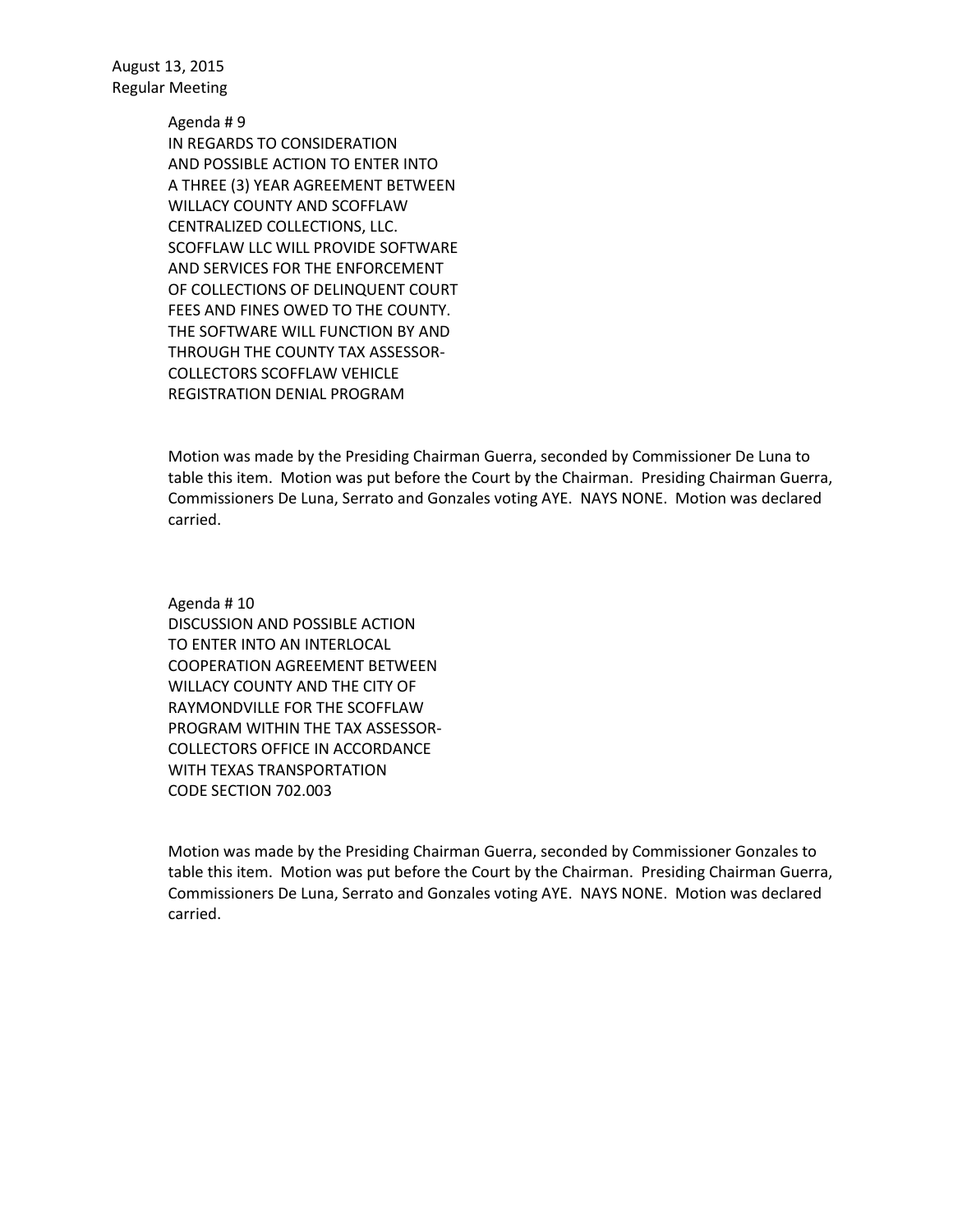August 13, 2015
Regular Meeting

Agenda # 9
IN REGARDS TO CONSIDERATION
AND POSSIBLE ACTION TO ENTER INTO
A THREE (3) YEAR AGREEMENT BETWEEN
WILLACY COUNTY AND SCOFFLAW
CENTRALIZED COLLECTIONS, LLC.
SCOFFLAW LLC WILL PROVIDE SOFTWARE
AND SERVICES FOR THE ENFORCEMENT
OF COLLECTIONS OF DELINQUENT COURT
FEES AND FINES OWED TO THE COUNTY.
THE SOFTWARE WILL FUNCTION BY AND
THROUGH THE COUNTY TAX ASSESSOR-
COLLECTORS SCOFFLAW VEHICLE
REGISTRATION DENIAL PROGRAM

Motion was made by the Presiding Chairman Guerra, seconded by Commissioner De Luna to table this item. Motion was put before the Court by the Chairman. Presiding Chairman Guerra, Commissioners De Luna, Serrato and Gonzales voting AYE. NAYS NONE. Motion was declared carried.

Agenda # 10
DISCUSSION AND POSSIBLE ACTION
TO ENTER INTO AN INTERLOCAL
COOPERATION AGREEMENT BETWEEN
WILLACY COUNTY AND THE CITY OF
RAYMONDVILLE FOR THE SCOFFLAW
PROGRAM WITHIN THE TAX ASSESSOR-
COLLECTORS OFFICE IN ACCORDANCE
WITH TEXAS TRANSPORTATION
CODE SECTION 702.003

Motion was made by the Presiding Chairman Guerra, seconded by Commissioner Gonzales to table this item. Motion was put before the Court by the Chairman. Presiding Chairman Guerra, Commissioners De Luna, Serrato and Gonzales voting AYE. NAYS NONE. Motion was declared carried.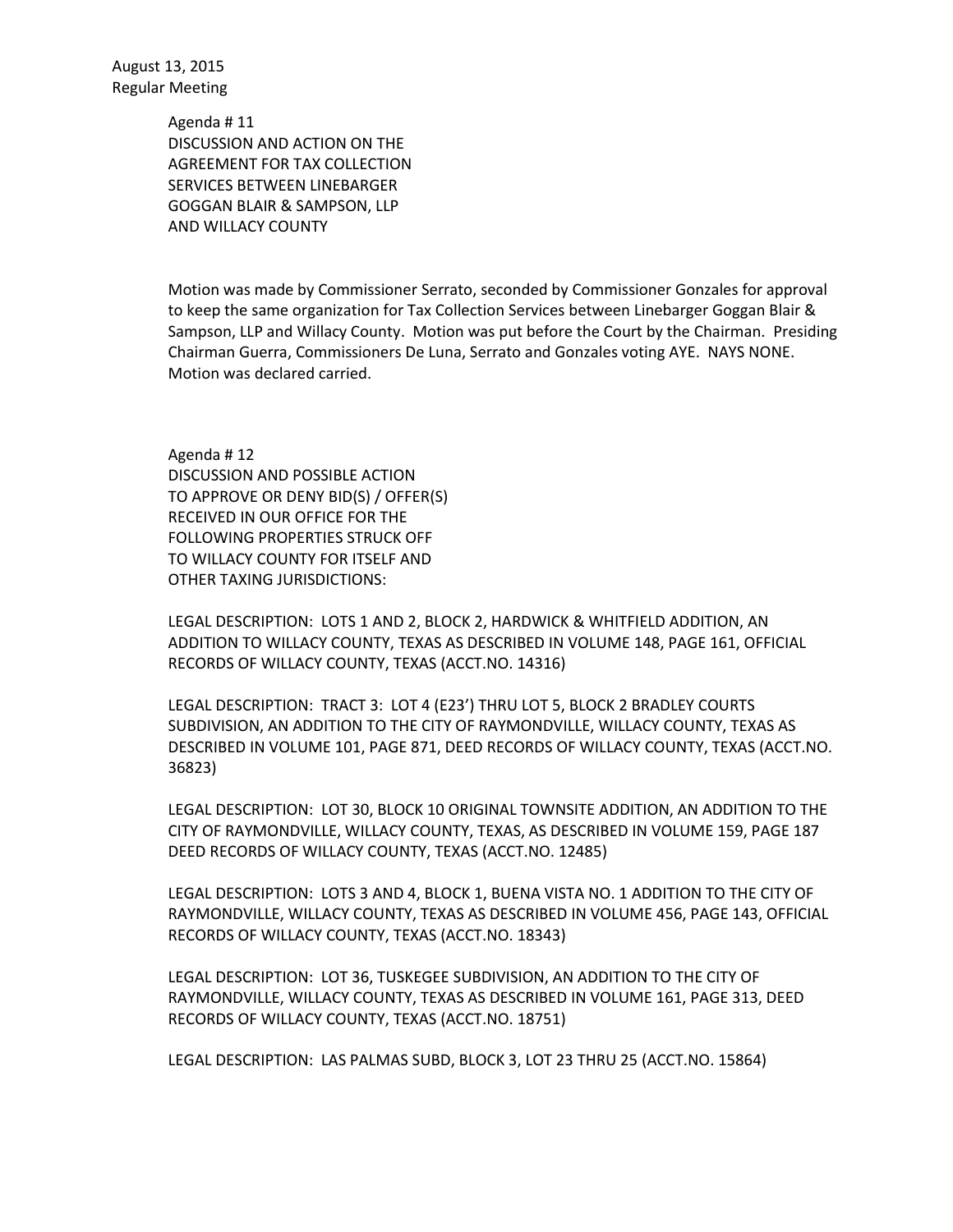August 13, 2015
Regular Meeting

Agenda # 11
DISCUSSION AND ACTION ON THE
AGREEMENT FOR TAX COLLECTION
SERVICES BETWEEN LINEBARGER
GOGGAN BLAIR & SAMPSON, LLP
AND WILLACY COUNTY

Motion was made by Commissioner Serrato, seconded by Commissioner Gonzales for approval to keep the same organization for Tax Collection Services between Linebarger Goggan Blair & Sampson, LLP and Willacy County. Motion was put before the Court by the Chairman. Presiding Chairman Guerra, Commissioners De Luna, Serrato and Gonzales voting AYE. NAYS NONE. Motion was declared carried.

Agenda # 12
DISCUSSION AND POSSIBLE ACTION
TO APPROVE OR DENY BID(S) / OFFER(S)
RECEIVED IN OUR OFFICE FOR THE
FOLLOWING PROPERTIES STRUCK OFF
TO WILLACY COUNTY FOR ITSELF AND
OTHER TAXING JURISDICTIONS:

LEGAL DESCRIPTION: LOTS 1 AND 2, BLOCK 2, HARDWICK & WHITFIELD ADDITION, AN ADDITION TO WILLACY COUNTY, TEXAS AS DESCRIBED IN VOLUME 148, PAGE 161, OFFICIAL RECORDS OF WILLACY COUNTY, TEXAS (ACCT.NO. 14316)

LEGAL DESCRIPTION: TRACT 3: LOT 4 (E23') THRU LOT 5, BLOCK 2 BRADLEY COURTS SUBDIVISION, AN ADDITION TO THE CITY OF RAYMONDVILLE, WILLACY COUNTY, TEXAS AS DESCRIBED IN VOLUME 101, PAGE 871, DEED RECORDS OF WILLACY COUNTY, TEXAS (ACCT.NO. 36823)

LEGAL DESCRIPTION: LOT 30, BLOCK 10 ORIGINAL TOWNSITE ADDITION, AN ADDITION TO THE CITY OF RAYMONDVILLE, WILLACY COUNTY, TEXAS, AS DESCRIBED IN VOLUME 159, PAGE 187 DEED RECORDS OF WILLACY COUNTY, TEXAS (ACCT.NO. 12485)

LEGAL DESCRIPTION: LOTS 3 AND 4, BLOCK 1, BUENA VISTA NO. 1 ADDITION TO THE CITY OF RAYMONDVILLE, WILLACY COUNTY, TEXAS AS DESCRIBED IN VOLUME 456, PAGE 143, OFFICIAL RECORDS OF WILLACY COUNTY, TEXAS (ACCT.NO. 18343)

LEGAL DESCRIPTION: LOT 36, TUSKEGEE SUBDIVISION, AN ADDITION TO THE CITY OF RAYMONDVILLE, WILLACY COUNTY, TEXAS AS DESCRIBED IN VOLUME 161, PAGE 313, DEED RECORDS OF WILLACY COUNTY, TEXAS (ACCT.NO. 18751)

LEGAL DESCRIPTION: LAS PALMAS SUBD, BLOCK 3, LOT 23 THRU 25 (ACCT.NO. 15864)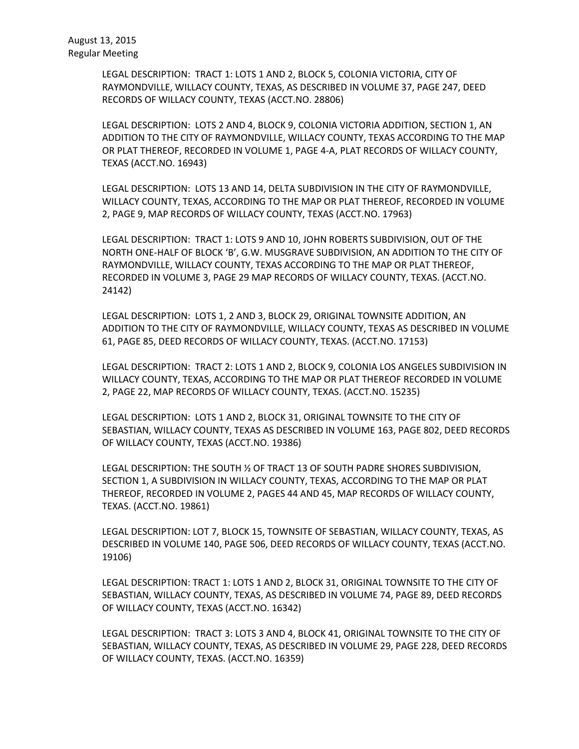LEGAL DESCRIPTION: TRACT 1: LOTS 1 AND 2, BLOCK 5, COLONIA VICTORIA, CITY OF RAYMONDVILLE, WILLACY COUNTY, TEXAS, AS DESCRIBED IN VOLUME 37, PAGE 247, DEED RECORDS OF WILLACY COUNTY, TEXAS (ACCT.NO. 28806)

LEGAL DESCRIPTION: LOTS 2 AND 4, BLOCK 9, COLONIA VICTORIA ADDITION, SECTION 1, AN ADDITION TO THE CITY OF RAYMONDVILLE, WILLACY COUNTY, TEXAS ACCORDING TO THE MAP OR PLAT THEREOF, RECORDED IN VOLUME 1, PAGE 4-A, PLAT RECORDS OF WILLACY COUNTY, TEXAS (ACCT.NO. 16943)

LEGAL DESCRIPTION: LOTS 13 AND 14, DELTA SUBDIVISION IN THE CITY OF RAYMONDVILLE, WILLACY COUNTY, TEXAS, ACCORDING TO THE MAP OR PLAT THEREOF, RECORDED IN VOLUME 2, PAGE 9, MAP RECORDS OF WILLACY COUNTY, TEXAS (ACCT.NO. 17963)

LEGAL DESCRIPTION: TRACT 1: LOTS 9 AND 10, JOHN ROBERTS SUBDIVISION, OUT OF THE NORTH ONE-HALF OF BLOCK 'B', G.W. MUSGRAVE SUBDIVISION, AN ADDITION TO THE CITY OF RAYMONDVILLE, WILLACY COUNTY, TEXAS ACCORDING TO THE MAP OR PLAT THEREOF, RECORDED IN VOLUME 3, PAGE 29 MAP RECORDS OF WILLACY COUNTY, TEXAS. (ACCT.NO. 24142)

LEGAL DESCRIPTION: LOTS 1, 2 AND 3, BLOCK 29, ORIGINAL TOWNSITE ADDITION, AN ADDITION TO THE CITY OF RAYMONDVILLE, WILLACY COUNTY, TEXAS AS DESCRIBED IN VOLUME 61, PAGE 85, DEED RECORDS OF WILLACY COUNTY, TEXAS. (ACCT.NO. 17153)

LEGAL DESCRIPTION: TRACT 2: LOTS 1 AND 2, BLOCK 9, COLONIA LOS ANGELES SUBDIVISION IN WILLACY COUNTY, TEXAS, ACCORDING TO THE MAP OR PLAT THEREOF RECORDED IN VOLUME 2, PAGE 22, MAP RECORDS OF WILLACY COUNTY, TEXAS. (ACCT.NO. 15235)

LEGAL DESCRIPTION: LOTS 1 AND 2, BLOCK 31, ORIGINAL TOWNSITE TO THE CITY OF SEBASTIAN, WILLACY COUNTY, TEXAS AS DESCRIBED IN VOLUME 163, PAGE 802, DEED RECORDS OF WILLACY COUNTY, TEXAS (ACCT.NO. 19386)

LEGAL DESCRIPTION: THE SOUTH ½ OF TRACT 13 OF SOUTH PADRE SHORES SUBDIVISION, SECTION 1, A SUBDIVISION IN WILLACY COUNTY, TEXAS, ACCORDING TO THE MAP OR PLAT THEREOF, RECORDED IN VOLUME 2, PAGES 44 AND 45, MAP RECORDS OF WILLACY COUNTY, TEXAS. (ACCT.NO. 19861)

LEGAL DESCRIPTION: LOT 7, BLOCK 15, TOWNSITE OF SEBASTIAN, WILLACY COUNTY, TEXAS, AS DESCRIBED IN VOLUME 140, PAGE 506, DEED RECORDS OF WILLACY COUNTY, TEXAS (ACCT.NO. 19106)

LEGAL DESCRIPTION: TRACT 1: LOTS 1 AND 2, BLOCK 31, ORIGINAL TOWNSITE TO THE CITY OF SEBASTIAN, WILLACY COUNTY, TEXAS, AS DESCRIBED IN VOLUME 74, PAGE 89, DEED RECORDS OF WILLACY COUNTY, TEXAS (ACCT.NO. 16342)

LEGAL DESCRIPTION: TRACT 3: LOTS 3 AND 4, BLOCK 41, ORIGINAL TOWNSITE TO THE CITY OF SEBASTIAN, WILLACY COUNTY, TEXAS, AS DESCRIBED IN VOLUME 29, PAGE 228, DEED RECORDS OF WILLACY COUNTY, TEXAS. (ACCT.NO. 16359)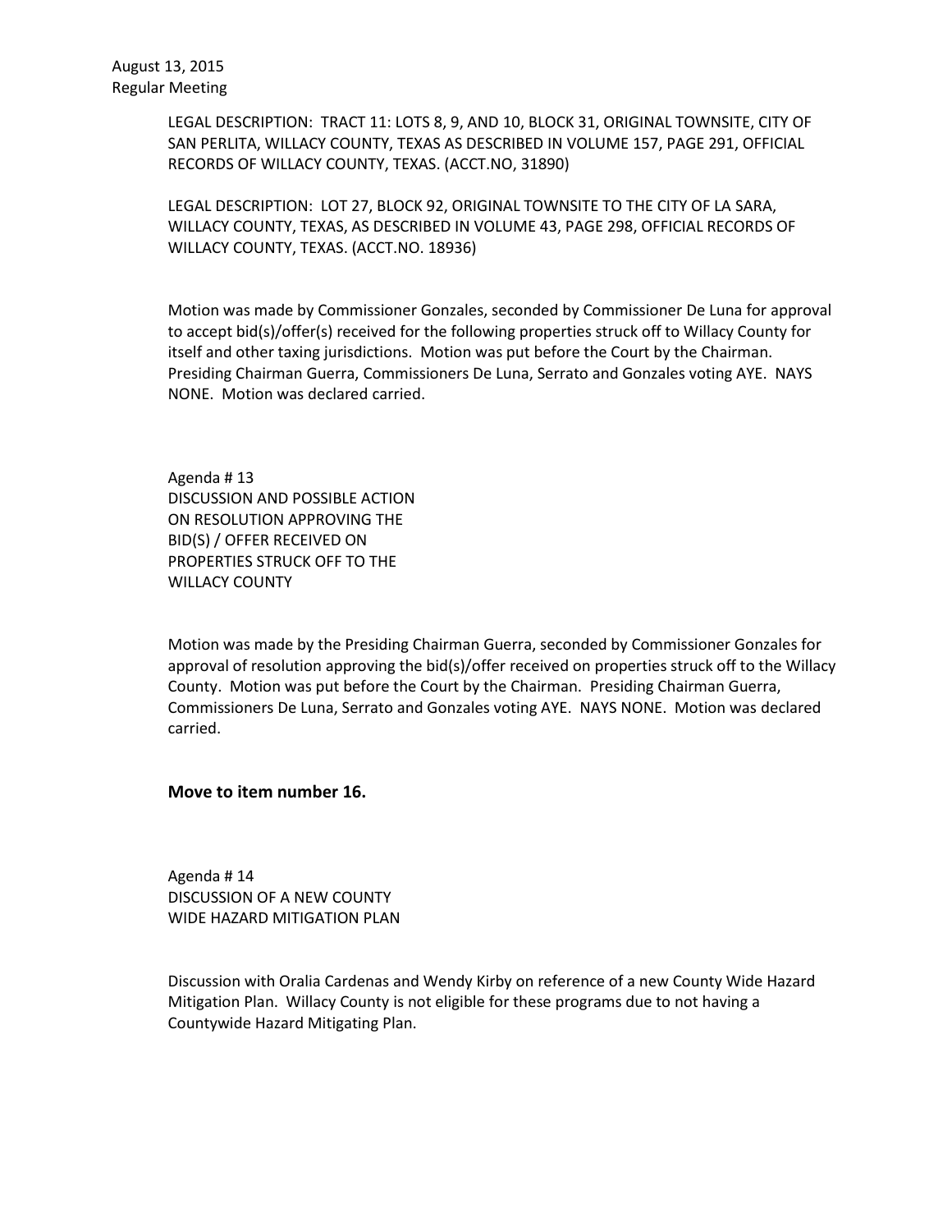LEGAL DESCRIPTION: TRACT 11: LOTS 8, 9, AND 10, BLOCK 31, ORIGINAL TOWNSITE, CITY OF SAN PERLITA, WILLACY COUNTY, TEXAS AS DESCRIBED IN VOLUME 157, PAGE 291, OFFICIAL RECORDS OF WILLACY COUNTY, TEXAS. (ACCT.NO, 31890)

LEGAL DESCRIPTION: LOT 27, BLOCK 92, ORIGINAL TOWNSITE TO THE CITY OF LA SARA, WILLACY COUNTY, TEXAS, AS DESCRIBED IN VOLUME 43, PAGE 298, OFFICIAL RECORDS OF WILLACY COUNTY, TEXAS. (ACCT.NO. 18936)

Motion was made by Commissioner Gonzales, seconded by Commissioner De Luna for approval to accept bid(s)/offer(s) received for the following properties struck off to Willacy County for itself and other taxing jurisdictions. Motion was put before the Court by the Chairman. Presiding Chairman Guerra, Commissioners De Luna, Serrato and Gonzales voting AYE. NAYS NONE. Motion was declared carried.

Agenda # 13
DISCUSSION AND POSSIBLE ACTION
ON RESOLUTION APPROVING THE
BID(S) / OFFER RECEIVED ON
PROPERTIES STRUCK OFF TO THE
WILLACY COUNTY

Motion was made by the Presiding Chairman Guerra, seconded by Commissioner Gonzales for approval of resolution approving the bid(s)/offer received on properties struck off to the Willacy County. Motion was put before the Court by the Chairman. Presiding Chairman Guerra, Commissioners De Luna, Serrato and Gonzales voting AYE. NAYS NONE. Motion was declared carried.

**Move to item number 16.**

Agenda # 14
DISCUSSION OF A NEW COUNTY
WIDE HAZARD MITIGATION PLAN

Discussion with Oralia Cardenas and Wendy Kirby on reference of a new County Wide Hazard Mitigation Plan. Willacy County is not eligible for these programs due to not having a Countywide Hazard Mitigating Plan.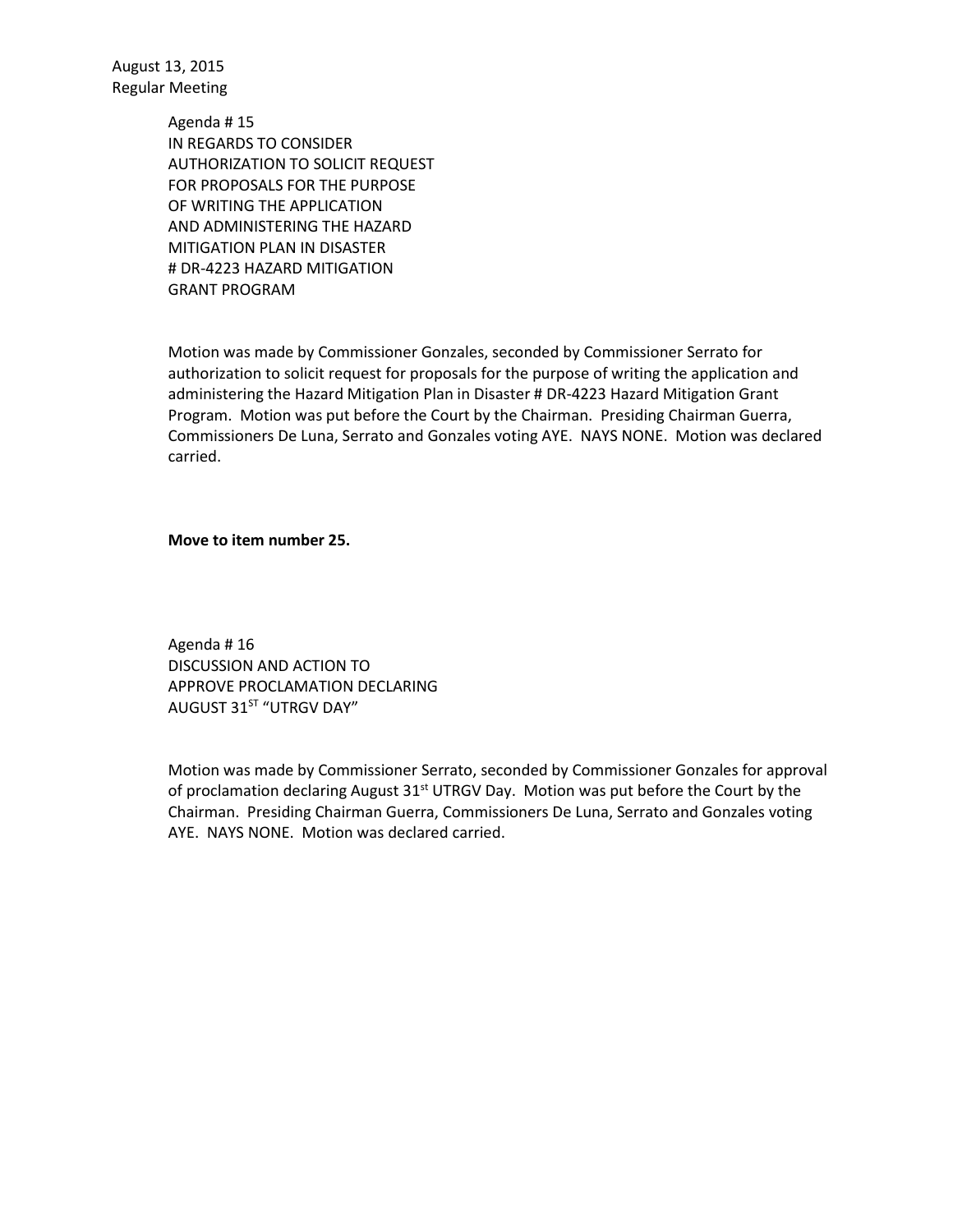August 13, 2015
Regular Meeting

Agenda # 15
IN REGARDS TO CONSIDER
AUTHORIZATION TO SOLICIT REQUEST
FOR PROPOSALS FOR THE PURPOSE
OF WRITING THE APPLICATION
AND ADMINISTERING THE HAZARD
MITIGATION PLAN IN DISASTER
# DR-4223 HAZARD MITIGATION
GRANT PROGRAM

Motion was made by Commissioner Gonzales, seconded by Commissioner Serrato for authorization to solicit request for proposals for the purpose of writing the application and administering the Hazard Mitigation Plan in Disaster # DR-4223 Hazard Mitigation Grant Program. Motion was put before the Court by the Chairman. Presiding Chairman Guerra, Commissioners De Luna, Serrato and Gonzales voting AYE. NAYS NONE. Motion was declared carried.

**Move to item number 25.**

Agenda # 16
DISCUSSION AND ACTION TO
APPROVE PROCLAMATION DECLARING
AUGUST 31ST "UTRGV DAY"

Motion was made by Commissioner Serrato, seconded by Commissioner Gonzales for approval of proclamation declaring August 31st UTRGV Day. Motion was put before the Court by the Chairman. Presiding Chairman Guerra, Commissioners De Luna, Serrato and Gonzales voting AYE. NAYS NONE. Motion was declared carried.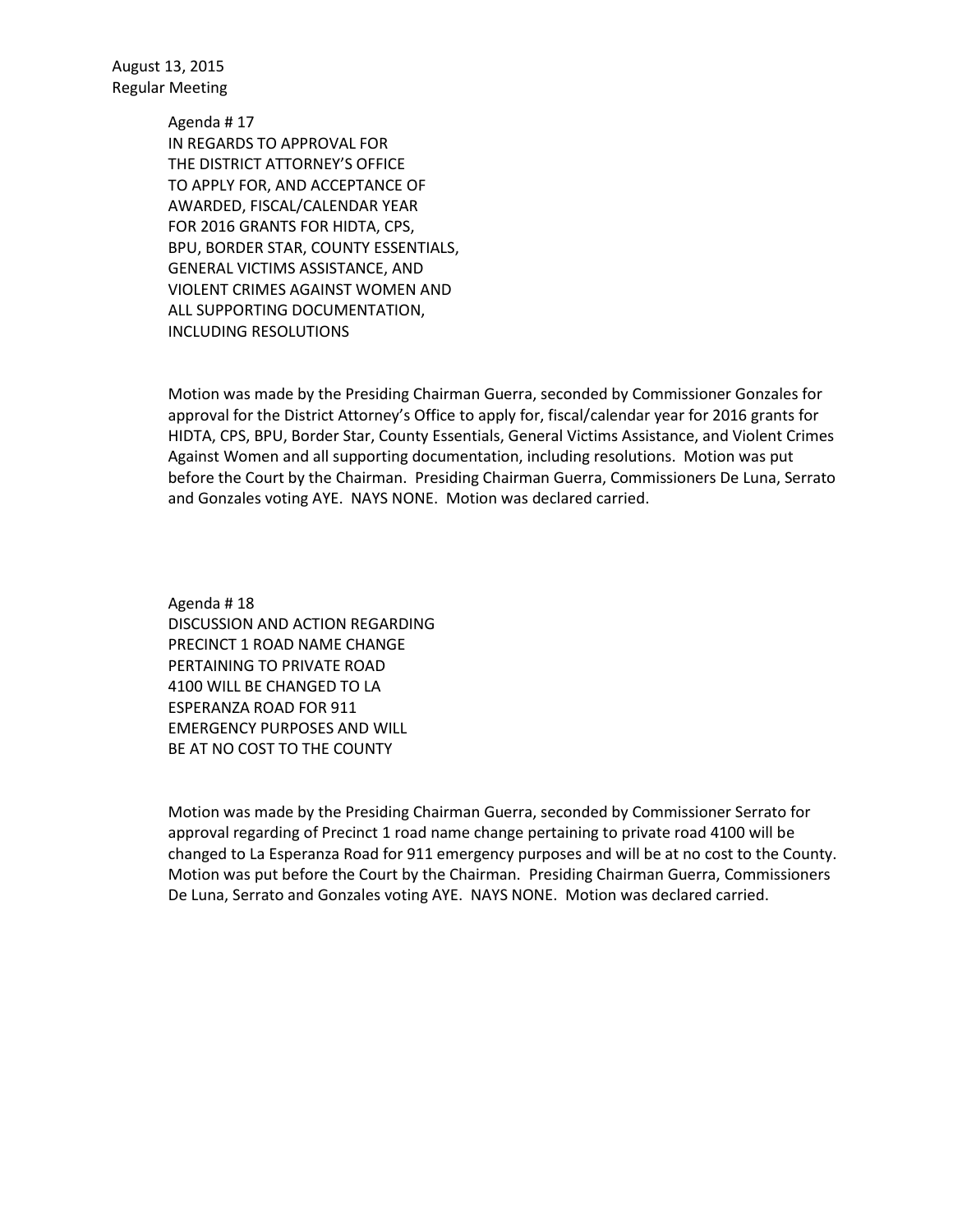August 13, 2015
Regular Meeting

Agenda # 17
IN REGARDS TO APPROVAL FOR
THE DISTRICT ATTORNEY'S OFFICE
TO APPLY FOR, AND ACCEPTANCE OF
AWARDED, FISCAL/CALENDAR YEAR
FOR 2016 GRANTS FOR HIDTA, CPS,
BPU, BORDER STAR, COUNTY ESSENTIALS,
GENERAL VICTIMS ASSISTANCE, AND
VIOLENT CRIMES AGAINST WOMEN AND
ALL SUPPORTING DOCUMENTATION,
INCLUDING RESOLUTIONS

Motion was made by the Presiding Chairman Guerra, seconded by Commissioner Gonzales for approval for the District Attorney's Office to apply for, fiscal/calendar year for 2016 grants for HIDTA, CPS, BPU, Border Star, County Essentials, General Victims Assistance, and Violent Crimes Against Women and all supporting documentation, including resolutions. Motion was put before the Court by the Chairman. Presiding Chairman Guerra, Commissioners De Luna, Serrato and Gonzales voting AYE. NAYS NONE. Motion was declared carried.

Agenda # 18
DISCUSSION AND ACTION REGARDING
PRECINCT 1 ROAD NAME CHANGE
PERTAINING TO PRIVATE ROAD
4100 WILL BE CHANGED TO LA
ESPERANZA ROAD FOR 911
EMERGENCY PURPOSES AND WILL
BE AT NO COST TO THE COUNTY

Motion was made by the Presiding Chairman Guerra, seconded by Commissioner Serrato for approval regarding of Precinct 1 road name change pertaining to private road 4100 will be changed to La Esperanza Road for 911 emergency purposes and will be at no cost to the County. Motion was put before the Court by the Chairman. Presiding Chairman Guerra, Commissioners De Luna, Serrato and Gonzales voting AYE. NAYS NONE. Motion was declared carried.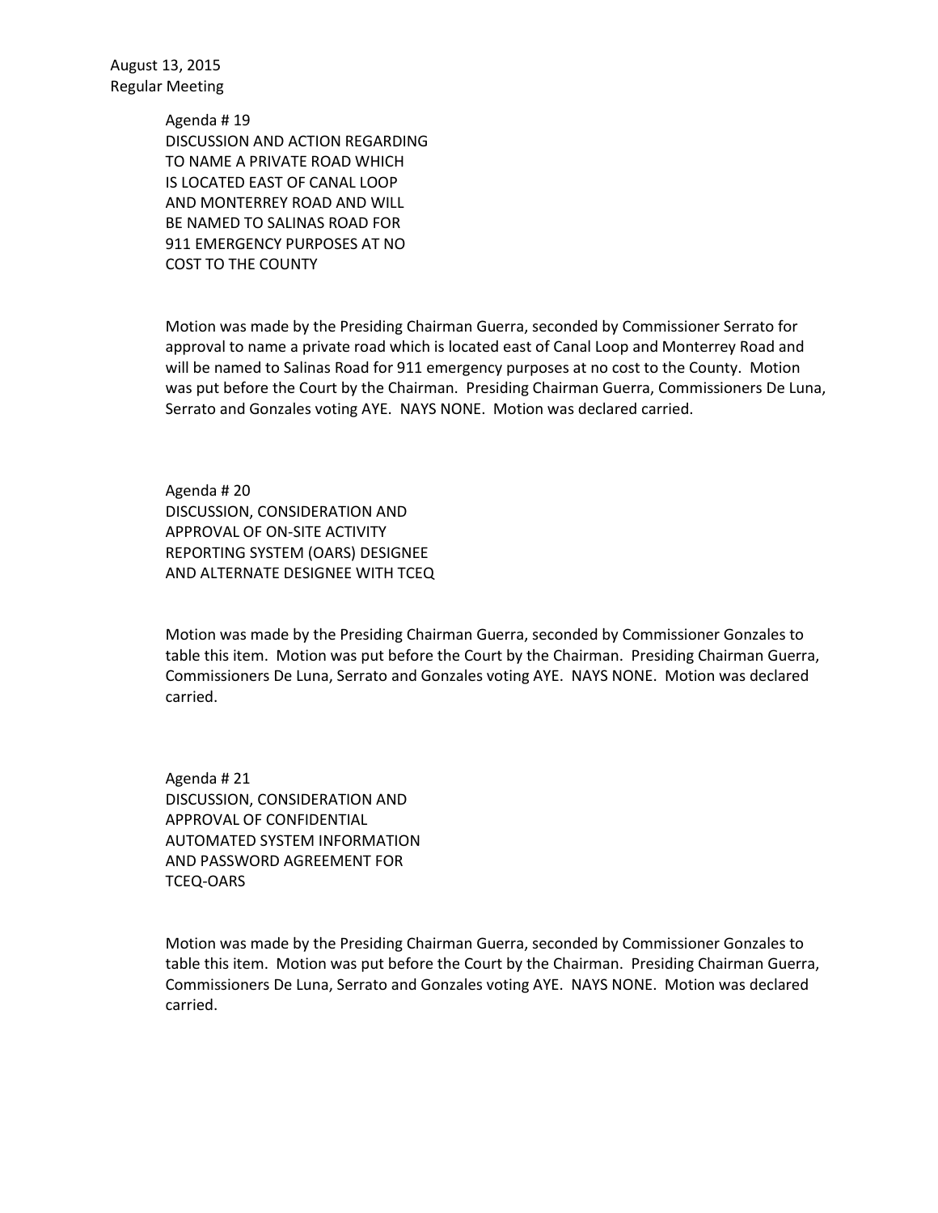August 13, 2015
Regular Meeting

Agenda # 19
DISCUSSION AND ACTION REGARDING
TO NAME A PRIVATE ROAD WHICH
IS LOCATED EAST OF CANAL LOOP
AND MONTERREY ROAD AND WILL
BE NAMED TO SALINAS ROAD FOR
911 EMERGENCY PURPOSES AT NO
COST TO THE COUNTY

Motion was made by the Presiding Chairman Guerra, seconded by Commissioner Serrato for approval to name a private road which is located east of Canal Loop and Monterrey Road and will be named to Salinas Road for 911 emergency purposes at no cost to the County. Motion was put before the Court by the Chairman. Presiding Chairman Guerra, Commissioners De Luna, Serrato and Gonzales voting AYE. NAYS NONE. Motion was declared carried.

Agenda # 20
DISCUSSION, CONSIDERATION AND
APPROVAL OF ON-SITE ACTIVITY
REPORTING SYSTEM (OARS) DESIGNEE
AND ALTERNATE DESIGNEE WITH TCEQ

Motion was made by the Presiding Chairman Guerra, seconded by Commissioner Gonzales to table this item. Motion was put before the Court by the Chairman. Presiding Chairman Guerra, Commissioners De Luna, Serrato and Gonzales voting AYE. NAYS NONE. Motion was declared carried.

Agenda # 21
DISCUSSION, CONSIDERATION AND
APPROVAL OF CONFIDENTIAL
AUTOMATED SYSTEM INFORMATION
AND PASSWORD AGREEMENT FOR
TCEQ-OARS

Motion was made by the Presiding Chairman Guerra, seconded by Commissioner Gonzales to table this item. Motion was put before the Court by the Chairman. Presiding Chairman Guerra, Commissioners De Luna, Serrato and Gonzales voting AYE. NAYS NONE. Motion was declared carried.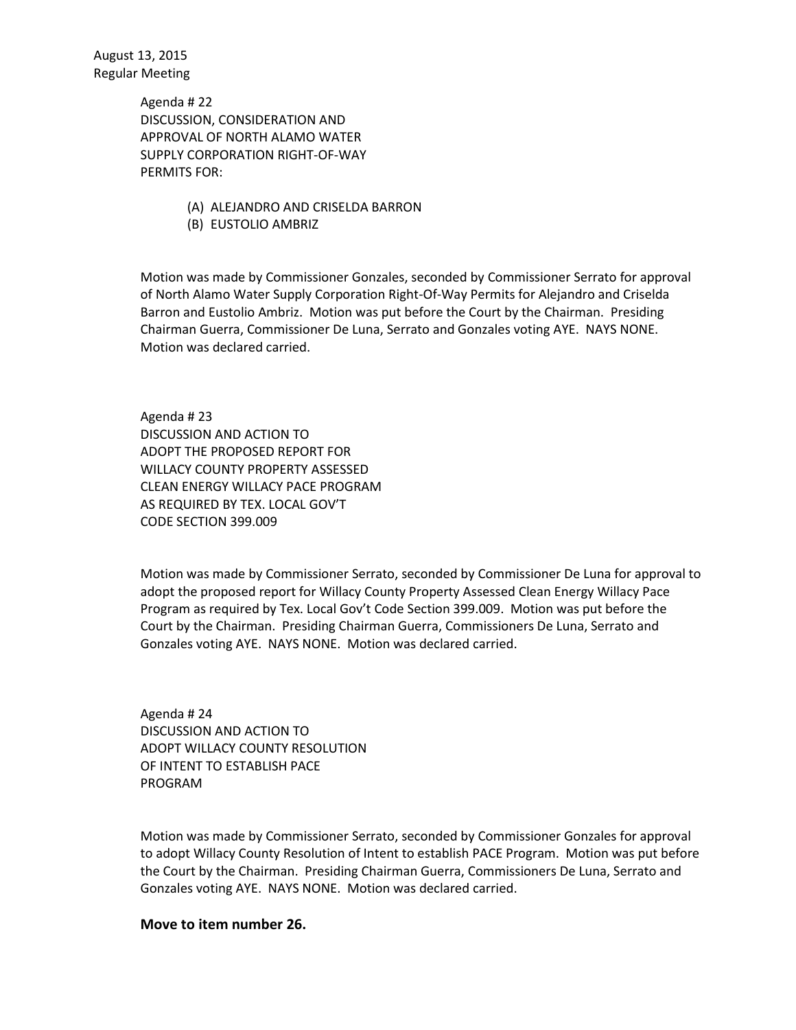August 13, 2015
Regular Meeting

Agenda # 22
DISCUSSION, CONSIDERATION AND APPROVAL OF NORTH ALAMO WATER SUPPLY CORPORATION RIGHT-OF-WAY PERMITS FOR:

(A) ALEJANDRO AND CRISELDA BARRON
(B) EUSTOLIO AMBRIZ

Motion was made by Commissioner Gonzales, seconded by Commissioner Serrato for approval of North Alamo Water Supply Corporation Right-Of-Way Permits for Alejandro and Criselda Barron and Eustolio Ambriz. Motion was put before the Court by the Chairman. Presiding Chairman Guerra, Commissioner De Luna, Serrato and Gonzales voting AYE. NAYS NONE. Motion was declared carried.

Agenda # 23
DISCUSSION AND ACTION TO ADOPT THE PROPOSED REPORT FOR WILLACY COUNTY PROPERTY ASSESSED CLEAN ENERGY WILLACY PACE PROGRAM AS REQUIRED BY TEX. LOCAL GOV'T CODE SECTION 399.009

Motion was made by Commissioner Serrato, seconded by Commissioner De Luna for approval to adopt the proposed report for Willacy County Property Assessed Clean Energy Willacy Pace Program as required by Tex. Local Gov't Code Section 399.009. Motion was put before the Court by the Chairman. Presiding Chairman Guerra, Commissioners De Luna, Serrato and Gonzales voting AYE. NAYS NONE. Motion was declared carried.

Agenda # 24
DISCUSSION AND ACTION TO ADOPT WILLACY COUNTY RESOLUTION OF INTENT TO ESTABLISH PACE PROGRAM

Motion was made by Commissioner Serrato, seconded by Commissioner Gonzales for approval to adopt Willacy County Resolution of Intent to establish PACE Program. Motion was put before the Court by the Chairman. Presiding Chairman Guerra, Commissioners De Luna, Serrato and Gonzales voting AYE. NAYS NONE. Motion was declared carried.

**Move to item number 26.**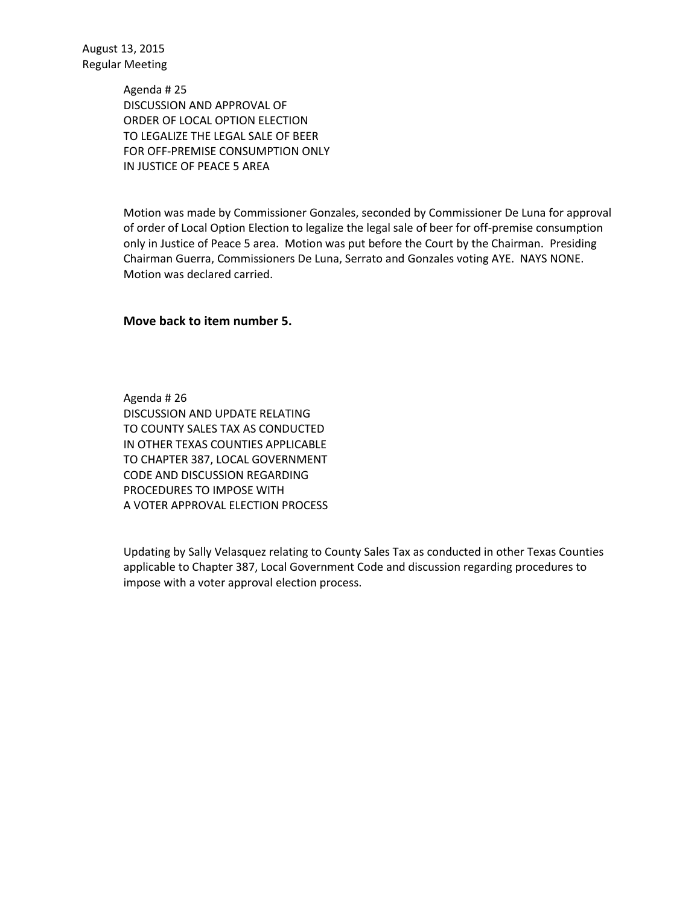Agenda # 25
DISCUSSION AND APPROVAL OF
ORDER OF LOCAL OPTION ELECTION
TO LEGALIZE THE LEGAL SALE OF BEER
FOR OFF-PREMISE CONSUMPTION ONLY
IN JUSTICE OF PEACE 5 AREA

Motion was made by Commissioner Gonzales, seconded by Commissioner De Luna for approval of order of Local Option Election to legalize the legal sale of beer for off-premise consumption only in Justice of Peace 5 area. Motion was put before the Court by the Chairman. Presiding Chairman Guerra, Commissioners De Luna, Serrato and Gonzales voting AYE. NAYS NONE. Motion was declared carried.

**Move back to item number 5.**

Agenda # 26
DISCUSSION AND UPDATE RELATING
TO COUNTY SALES TAX AS CONDUCTED
IN OTHER TEXAS COUNTIES APPLICABLE
TO CHAPTER 387, LOCAL GOVERNMENT
CODE AND DISCUSSION REGARDING
PROCEDURES TO IMPOSE WITH
A VOTER APPROVAL ELECTION PROCESS

Updating by Sally Velasquez relating to County Sales Tax as conducted in other Texas Counties applicable to Chapter 387, Local Government Code and discussion regarding procedures to impose with a voter approval election process.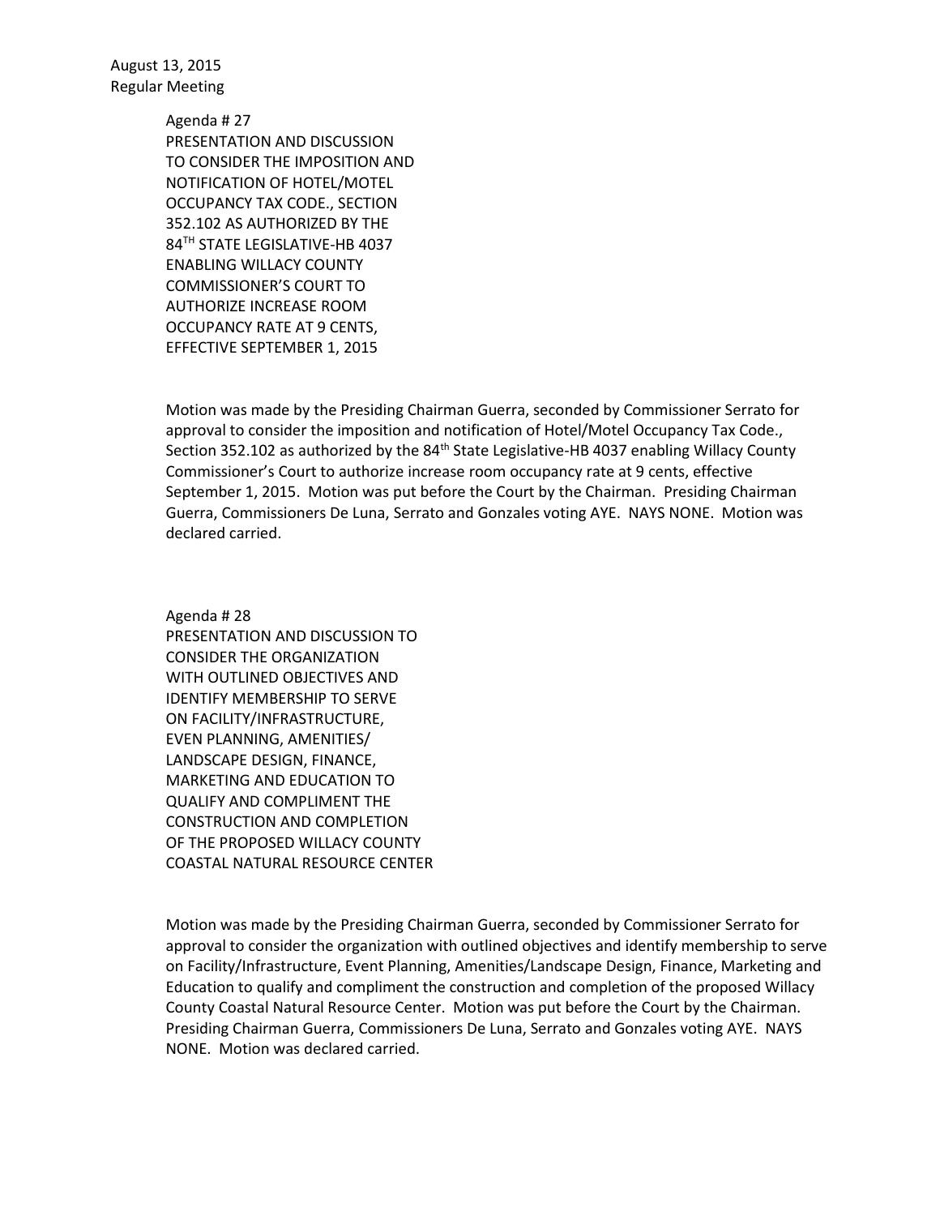Agenda # 27
PRESENTATION AND DISCUSSION
TO CONSIDER THE IMPOSITION AND
NOTIFICATION OF HOTEL/MOTEL
OCCUPANCY TAX CODE., SECTION
352.102 AS AUTHORIZED BY THE
84TH STATE LEGISLATIVE-HB 4037
ENABLING WILLACY COUNTY
COMMISSIONER'S COURT TO
AUTHORIZE INCREASE ROOM
OCCUPANCY RATE AT 9 CENTS,
EFFECTIVE SEPTEMBER 1, 2015

Motion was made by the Presiding Chairman Guerra, seconded by Commissioner Serrato for approval to consider the imposition and notification of Hotel/Motel Occupancy Tax Code., Section 352.102 as authorized by the 84th State Legislative-HB 4037 enabling Willacy County Commissioner's Court to authorize increase room occupancy rate at 9 cents, effective September 1, 2015. Motion was put before the Court by the Chairman. Presiding Chairman Guerra, Commissioners De Luna, Serrato and Gonzales voting AYE. NAYS NONE. Motion was declared carried.

Agenda # 28
PRESENTATION AND DISCUSSION TO
CONSIDER THE ORGANIZATION
WITH OUTLINED OBJECTIVES AND
IDENTIFY MEMBERSHIP TO SERVE
ON FACILITY/INFRASTRUCTURE,
EVEN PLANNING, AMENITIES/
LANDSCAPE DESIGN, FINANCE,
MARKETING AND EDUCATION TO
QUALIFY AND COMPLIMENT THE
CONSTRUCTION AND COMPLETION
OF THE PROPOSED WILLACY COUNTY
COASTAL NATURAL RESOURCE CENTER

Motion was made by the Presiding Chairman Guerra, seconded by Commissioner Serrato for approval to consider the organization with outlined objectives and identify membership to serve on Facility/Infrastructure, Event Planning, Amenities/Landscape Design, Finance, Marketing and Education to qualify and compliment the construction and completion of the proposed Willacy County Coastal Natural Resource Center. Motion was put before the Court by the Chairman. Presiding Chairman Guerra, Commissioners De Luna, Serrato and Gonzales voting AYE. NAYS NONE. Motion was declared carried.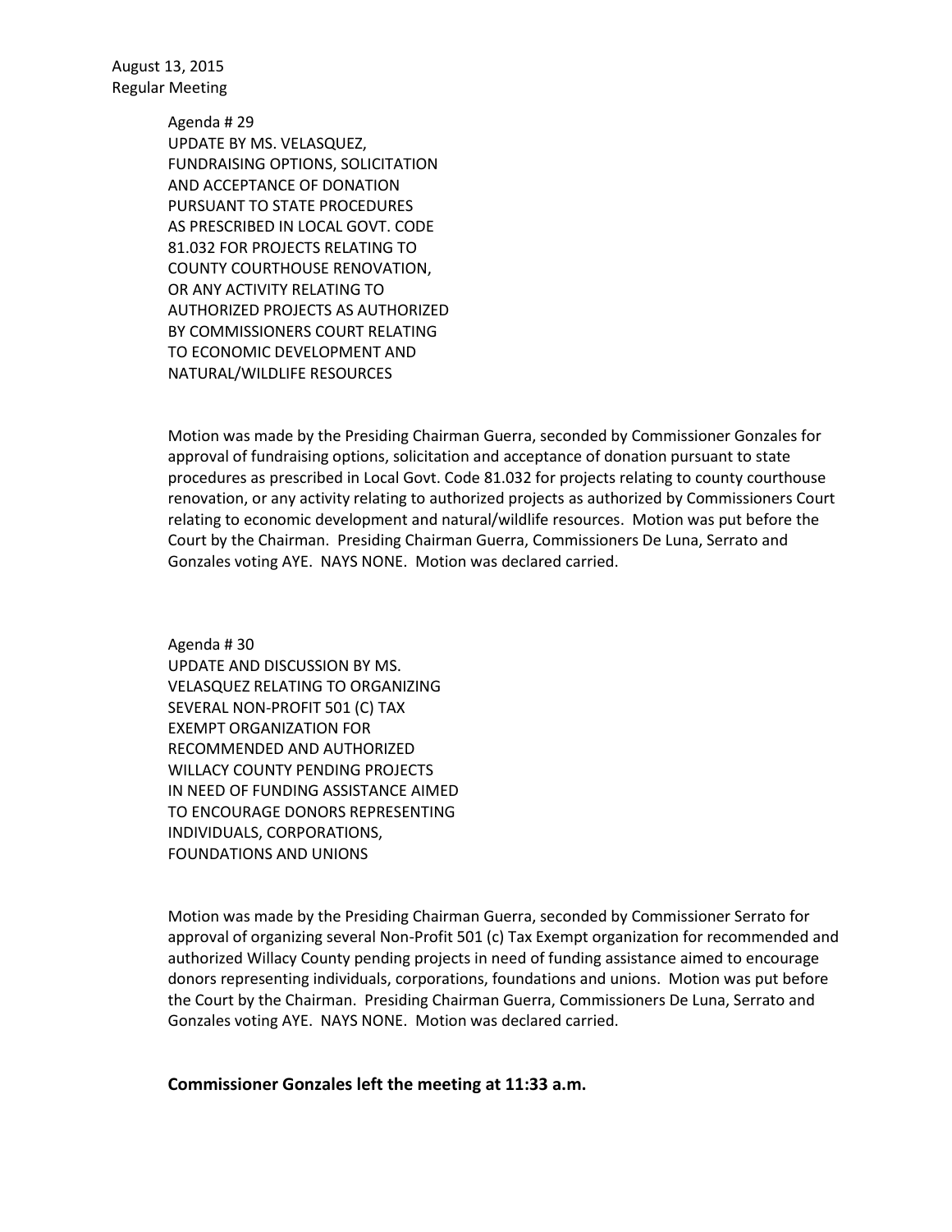Agenda # 29
UPDATE BY MS. VELASQUEZ, FUNDRAISING OPTIONS, SOLICITATION AND ACCEPTANCE OF DONATION PURSUANT TO STATE PROCEDURES AS PRESCRIBED IN LOCAL GOVT. CODE 81.032 FOR PROJECTS RELATING TO COUNTY COURTHOUSE RENOVATION, OR ANY ACTIVITY RELATING TO AUTHORIZED PROJECTS AS AUTHORIZED BY COMMISSIONERS COURT RELATING TO ECONOMIC DEVELOPMENT AND NATURAL/WILDLIFE RESOURCES

Motion was made by the Presiding Chairman Guerra, seconded by Commissioner Gonzales for approval of fundraising options, solicitation and acceptance of donation pursuant to state procedures as prescribed in Local Govt. Code 81.032 for projects relating to county courthouse renovation, or any activity relating to authorized projects as authorized by Commissioners Court relating to economic development and natural/wildlife resources. Motion was put before the Court by the Chairman. Presiding Chairman Guerra, Commissioners De Luna, Serrato and Gonzales voting AYE. NAYS NONE. Motion was declared carried.

Agenda # 30
UPDATE AND DISCUSSION BY MS. VELASQUEZ RELATING TO ORGANIZING SEVERAL NON-PROFIT 501 (C) TAX EXEMPT ORGANIZATION FOR RECOMMENDED AND AUTHORIZED WILLACY COUNTY PENDING PROJECTS IN NEED OF FUNDING ASSISTANCE AIMED TO ENCOURAGE DONORS REPRESENTING INDIVIDUALS, CORPORATIONS, FOUNDATIONS AND UNIONS

Motion was made by the Presiding Chairman Guerra, seconded by Commissioner Serrato for approval of organizing several Non-Profit 501 (c) Tax Exempt organization for recommended and authorized Willacy County pending projects in need of funding assistance aimed to encourage donors representing individuals, corporations, foundations and unions. Motion was put before the Court by the Chairman. Presiding Chairman Guerra, Commissioners De Luna, Serrato and Gonzales voting AYE. NAYS NONE. Motion was declared carried.

**Commissioner Gonzales left the meeting at 11:33 a.m.**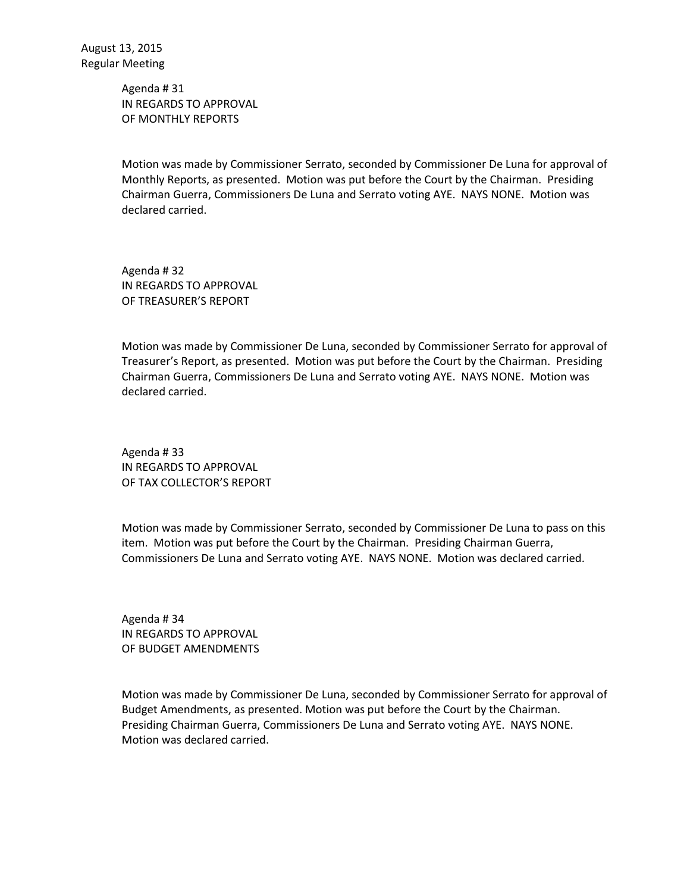August 13, 2015
Regular Meeting

Agenda # 31
IN REGARDS TO APPROVAL
OF MONTHLY REPORTS

Motion was made by Commissioner Serrato, seconded by Commissioner De Luna for approval of Monthly Reports, as presented. Motion was put before the Court by the Chairman. Presiding Chairman Guerra, Commissioners De Luna and Serrato voting AYE. NAYS NONE. Motion was declared carried.

Agenda # 32
IN REGARDS TO APPROVAL
OF TREASURER'S REPORT

Motion was made by Commissioner De Luna, seconded by Commissioner Serrato for approval of Treasurer's Report, as presented. Motion was put before the Court by the Chairman. Presiding Chairman Guerra, Commissioners De Luna and Serrato voting AYE. NAYS NONE. Motion was declared carried.

Agenda # 33
IN REGARDS TO APPROVAL
OF TAX COLLECTOR'S REPORT

Motion was made by Commissioner Serrato, seconded by Commissioner De Luna to pass on this item. Motion was put before the Court by the Chairman. Presiding Chairman Guerra, Commissioners De Luna and Serrato voting AYE. NAYS NONE. Motion was declared carried.

Agenda # 34
IN REGARDS TO APPROVAL
OF BUDGET AMENDMENTS

Motion was made by Commissioner De Luna, seconded by Commissioner Serrato for approval of Budget Amendments, as presented. Motion was put before the Court by the Chairman. Presiding Chairman Guerra, Commissioners De Luna and Serrato voting AYE. NAYS NONE. Motion was declared carried.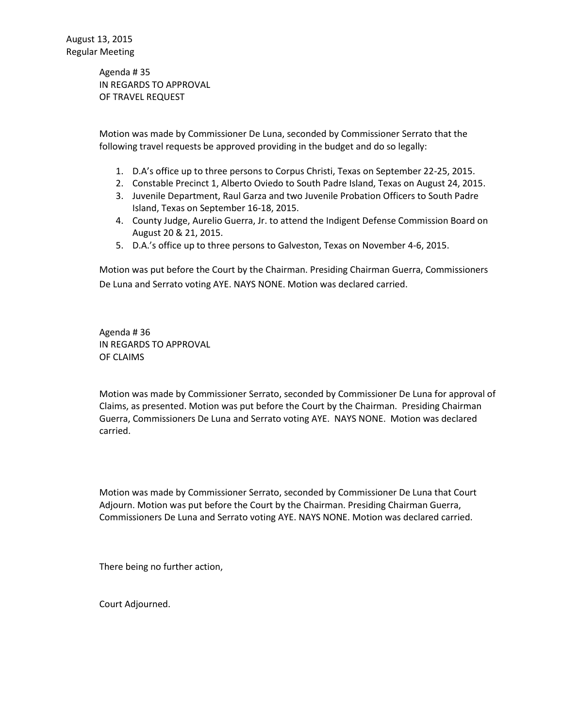Agenda # 35
IN REGARDS TO APPROVAL
OF TRAVEL REQUEST

Motion was made by Commissioner De Luna, seconded by Commissioner Serrato that the following travel requests be approved providing in the budget and do so legally:

1. D.A's office up to three persons to Corpus Christi, Texas on September 22-25, 2015.
2. Constable Precinct 1, Alberto Oviedo to South Padre Island, Texas on August 24, 2015.
3. Juvenile Department, Raul Garza and two Juvenile Probation Officers to South Padre Island, Texas on September 16-18, 2015.
4. County Judge, Aurelio Guerra, Jr. to attend the Indigent Defense Commission Board on August 20 & 21, 2015.
5. D.A.'s office up to three persons to Galveston, Texas on November 4-6, 2015.

Motion was put before the Court by the Chairman. Presiding Chairman Guerra, Commissioners De Luna and Serrato voting AYE. NAYS NONE. Motion was declared carried.

Agenda # 36
IN REGARDS TO APPROVAL
OF CLAIMS

Motion was made by Commissioner Serrato, seconded by Commissioner De Luna for approval of Claims, as presented. Motion was put before the Court by the Chairman. Presiding Chairman Guerra, Commissioners De Luna and Serrato voting AYE. NAYS NONE. Motion was declared carried.

Motion was made by Commissioner Serrato, seconded by Commissioner De Luna that Court Adjourn. Motion was put before the Court by the Chairman. Presiding Chairman Guerra, Commissioners De Luna and Serrato voting AYE. NAYS NONE. Motion was declared carried.

There being no further action,

Court Adjourned.